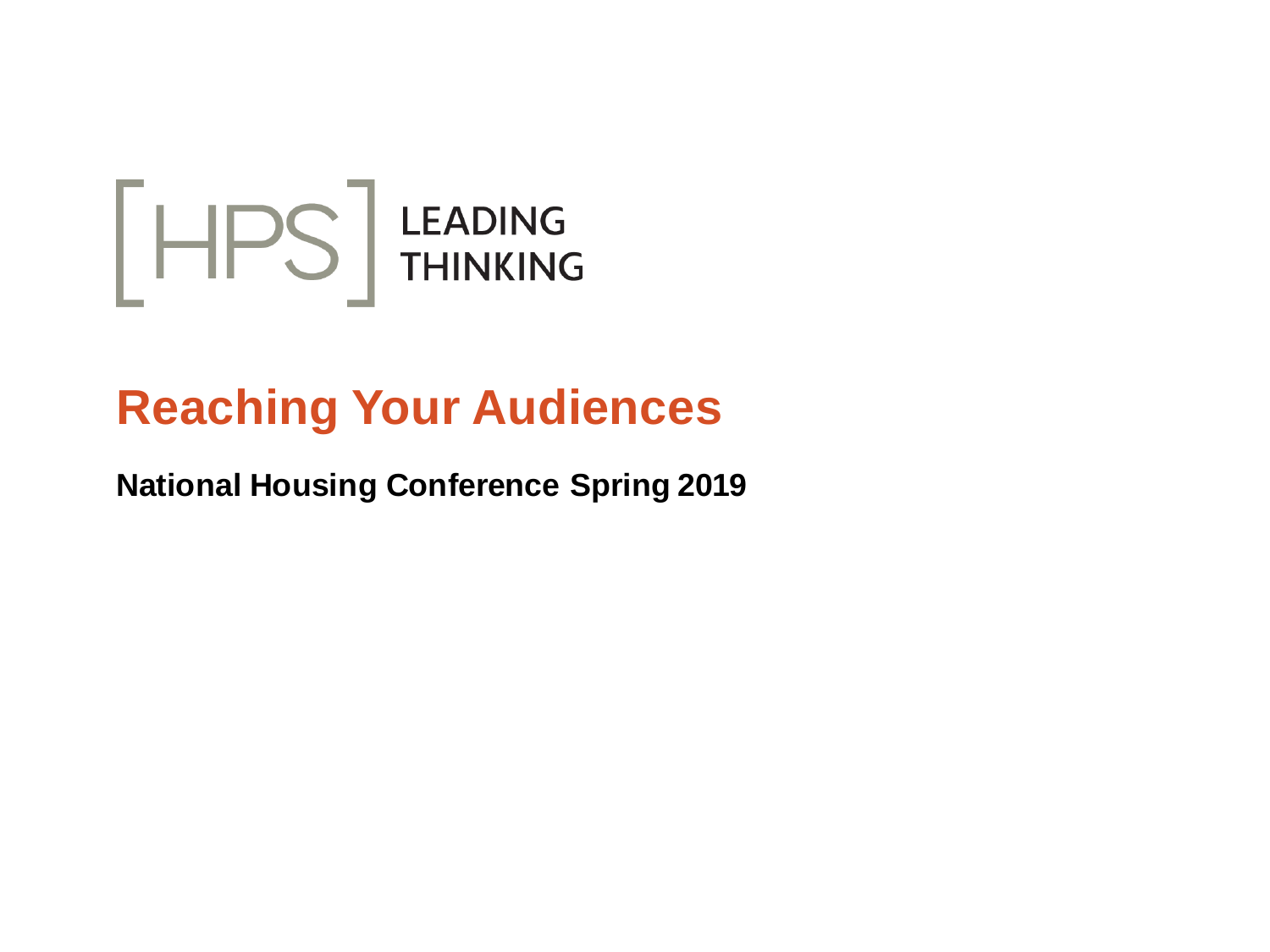[HPS] LEADING THINKING

# Reaching Your Audiences

**National Housing Conference Spring 2019**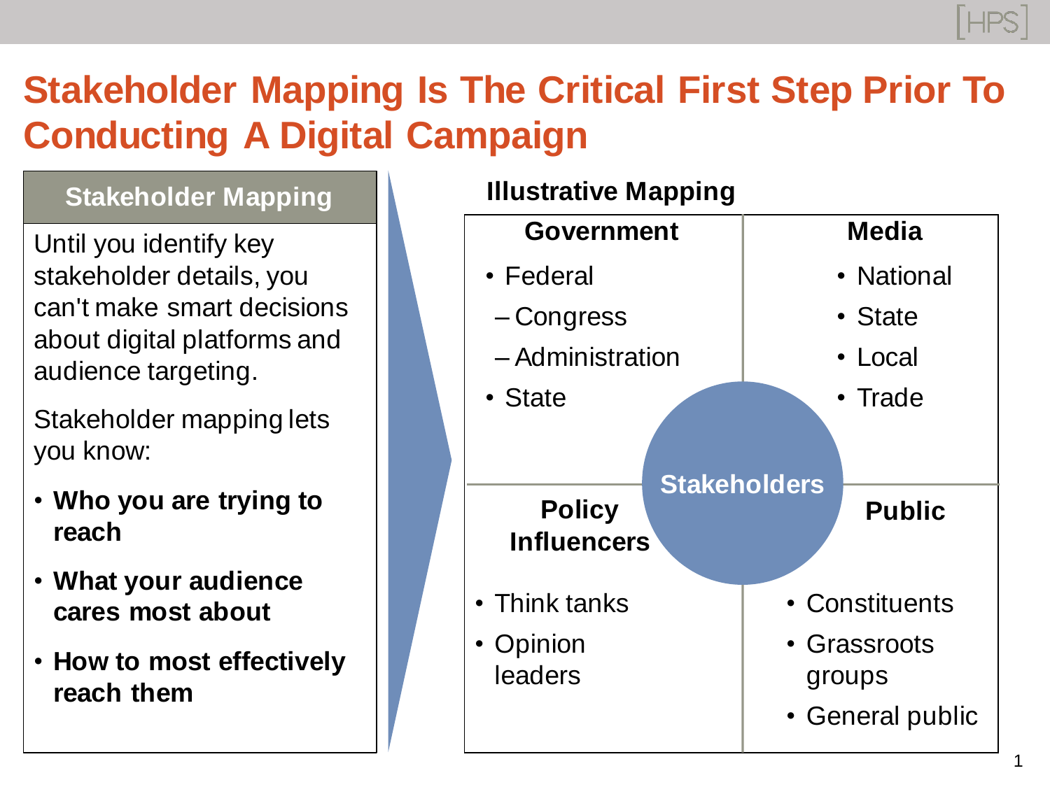# Stakeholder Mapping Is The Critical First Step Prior To Conducting A Digital Campaign

## Stakeholder Mapping

Until you identify key stakeholder details, you can't make smart decisions about digital platforms and audience targeting.

Stakeholder mapping lets you know:

- **Who you are trying to reach**
- **What your audience cares most about**
- **How to most effectively reach them**

## Illustrative Mapping

**Stakeholders**

### Government

- Federal
  - Congress
  - Administration
- State

### Media

- National
- State
- Local
- Trade

### Policy Influencers

- Think tanks
- Opinion leaders

### Public

- Constituents
- Grassroots groups
- General public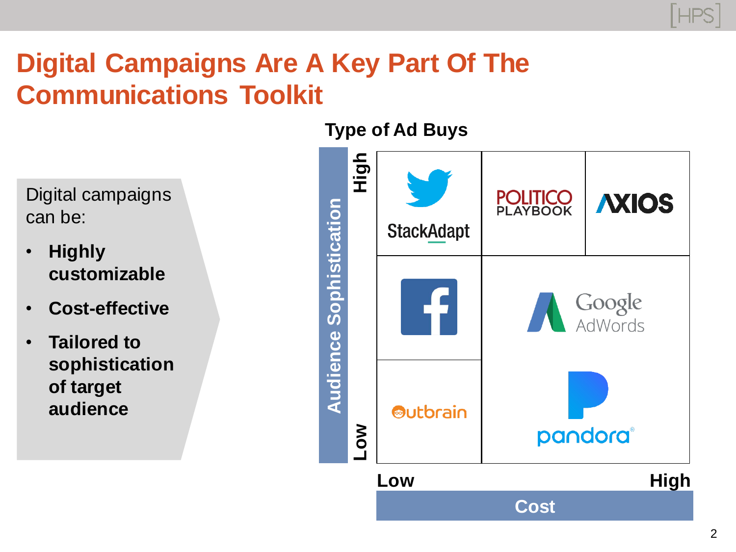# Digital Campaigns Are A Key Part Of The Communications Toolkit

Digital campaigns can be:

- **Highly customizable**
- **Cost-effective**
- **Tailored to sophistication of target audience**

**Type of Ad Buys**

| Audience Sophistication \ Cost | Low | | High |
|---|---|---|---|
| High | Twitter, StackAdapt | POLITICO PLAYBOOK | AXIOS |
| | Facebook | Google AdWords | |
| Low | Outbrain | Pandora | |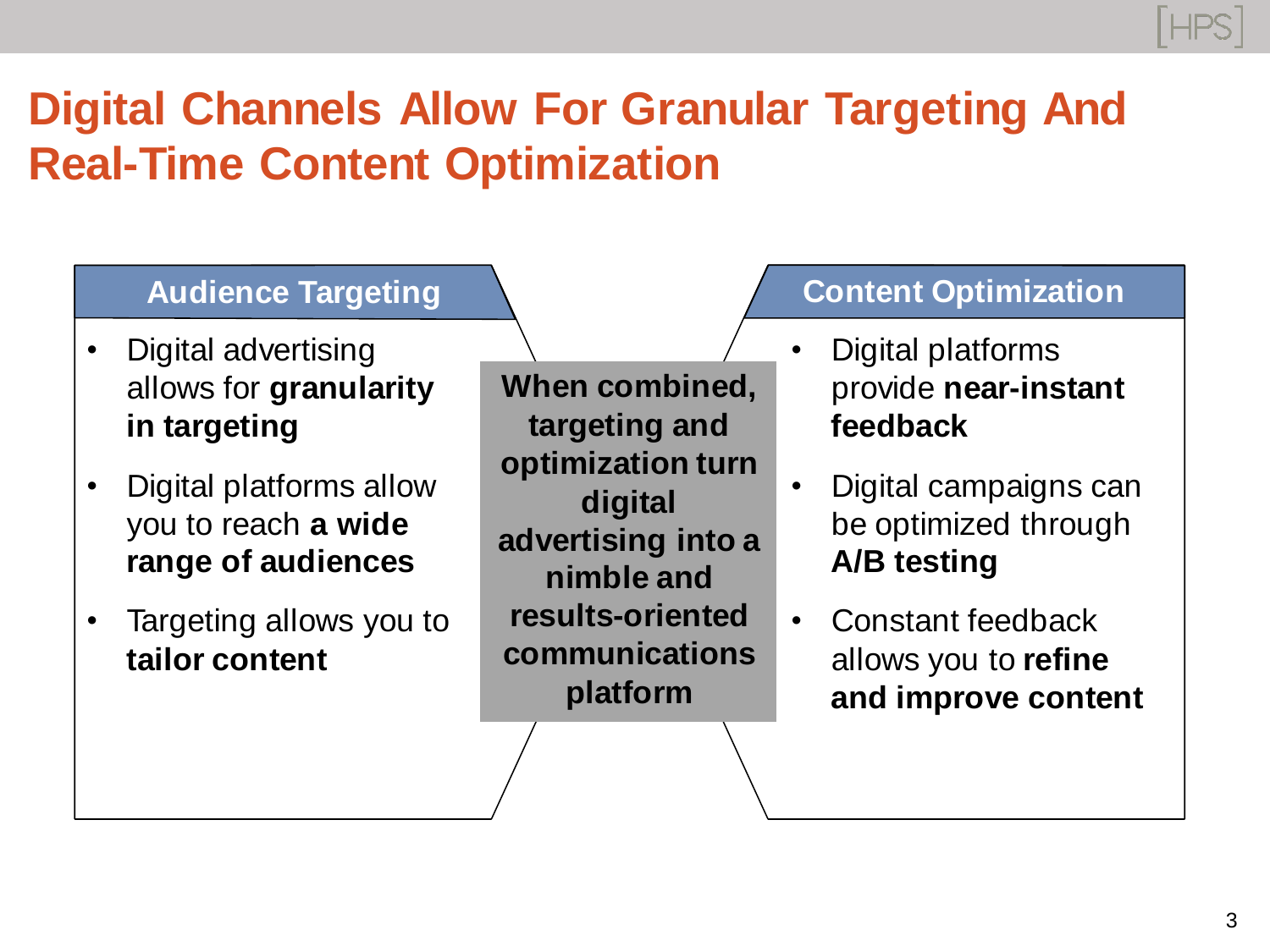# Digital Channels Allow For Granular Targeting And Real-Time Content Optimization

## Audience Targeting

- Digital advertising allows for **granularity in targeting**
- Digital platforms allow you to reach **a wide range of audiences**
- Targeting allows you to **tailor content**

**When combined, targeting and optimization turn digital advertising into a nimble and results-oriented communications platform**

## Content Optimization

- Digital platforms provide **near-instant feedback**
- Digital campaigns can be optimized through **A/B testing**
- Constant feedback allows you to **refine and improve content**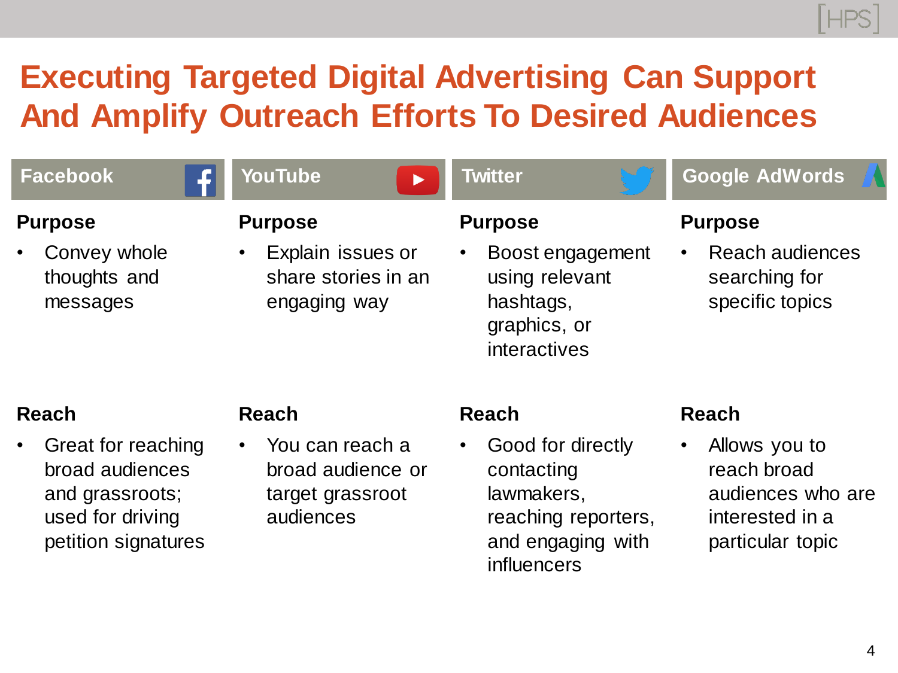# Executing Targeted Digital Advertising Can Support And Amplify Outreach Efforts To Desired Audiences

## Facebook

**Purpose**

- Convey whole thoughts and messages

**Reach**

- Great for reaching broad audiences and grassroots; used for driving petition signatures

## YouTube

**Purpose**

- Explain issues or share stories in an engaging way

**Reach**

- You can reach a broad audience or target grassroot audiences

## Twitter

**Purpose**

- Boost engagement using relevant hashtags, graphics, or interactives

**Reach**

- Good for directly contacting lawmakers, reaching reporters, and engaging with influencers

## Google AdWords

**Purpose**

- Reach audiences searching for specific topics

**Reach**

- Allows you to reach broad audiences who are interested in a particular topic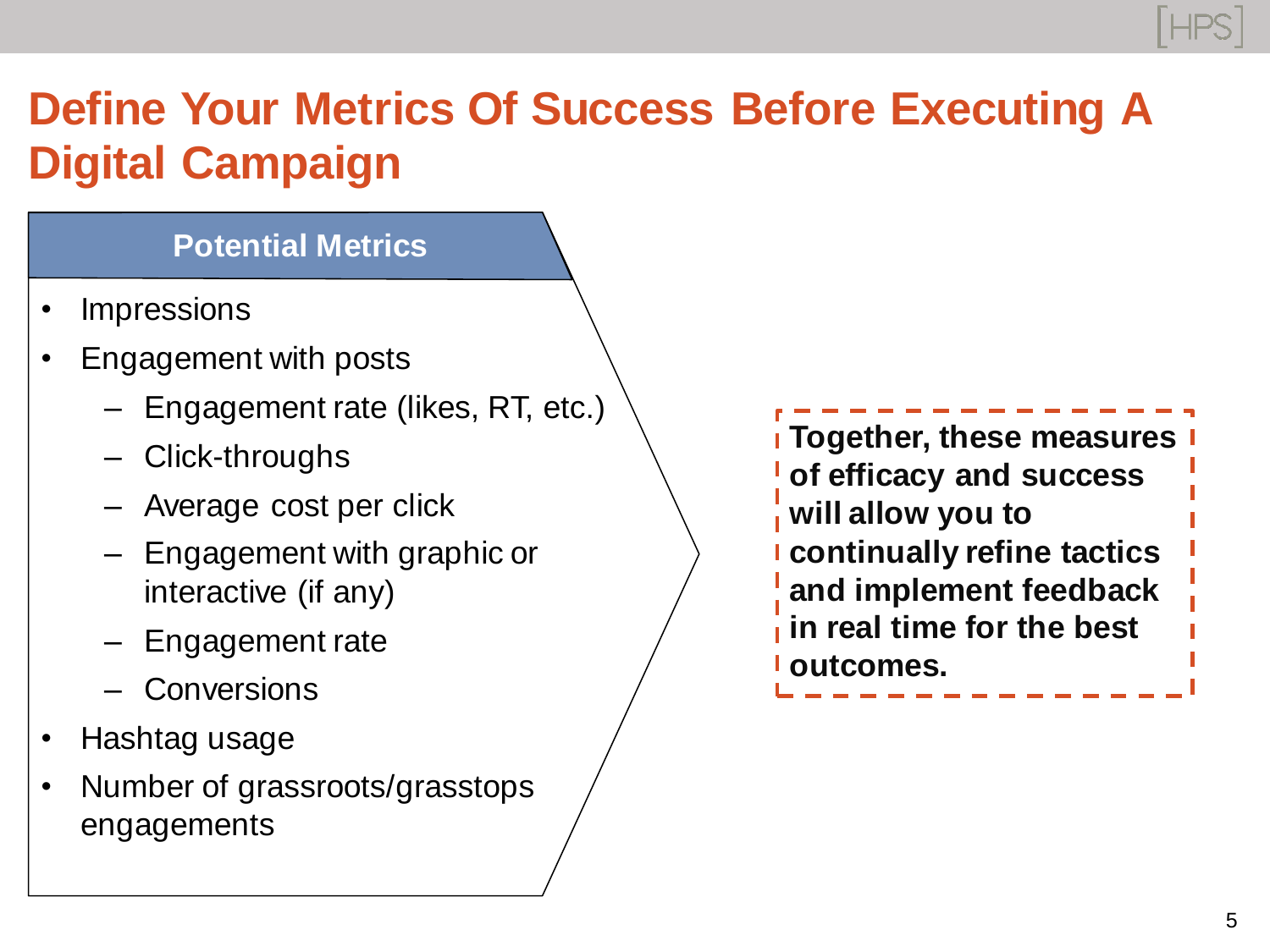# Define Your Metrics Of Success Before Executing A Digital Campaign

**Potential Metrics**

- Impressions
- Engagement with posts
  - Engagement rate (likes, RT, etc.)
  - Click-throughs
  - Average cost per click
  - Engagement with graphic or interactive (if any)
  - Engagement rate
  - Conversions
- Hashtag usage
- Number of grassroots/grasstops engagements

**Together, these measures of efficacy and success will allow you to continually refine tactics and implement feedback in real time for the best outcomes.**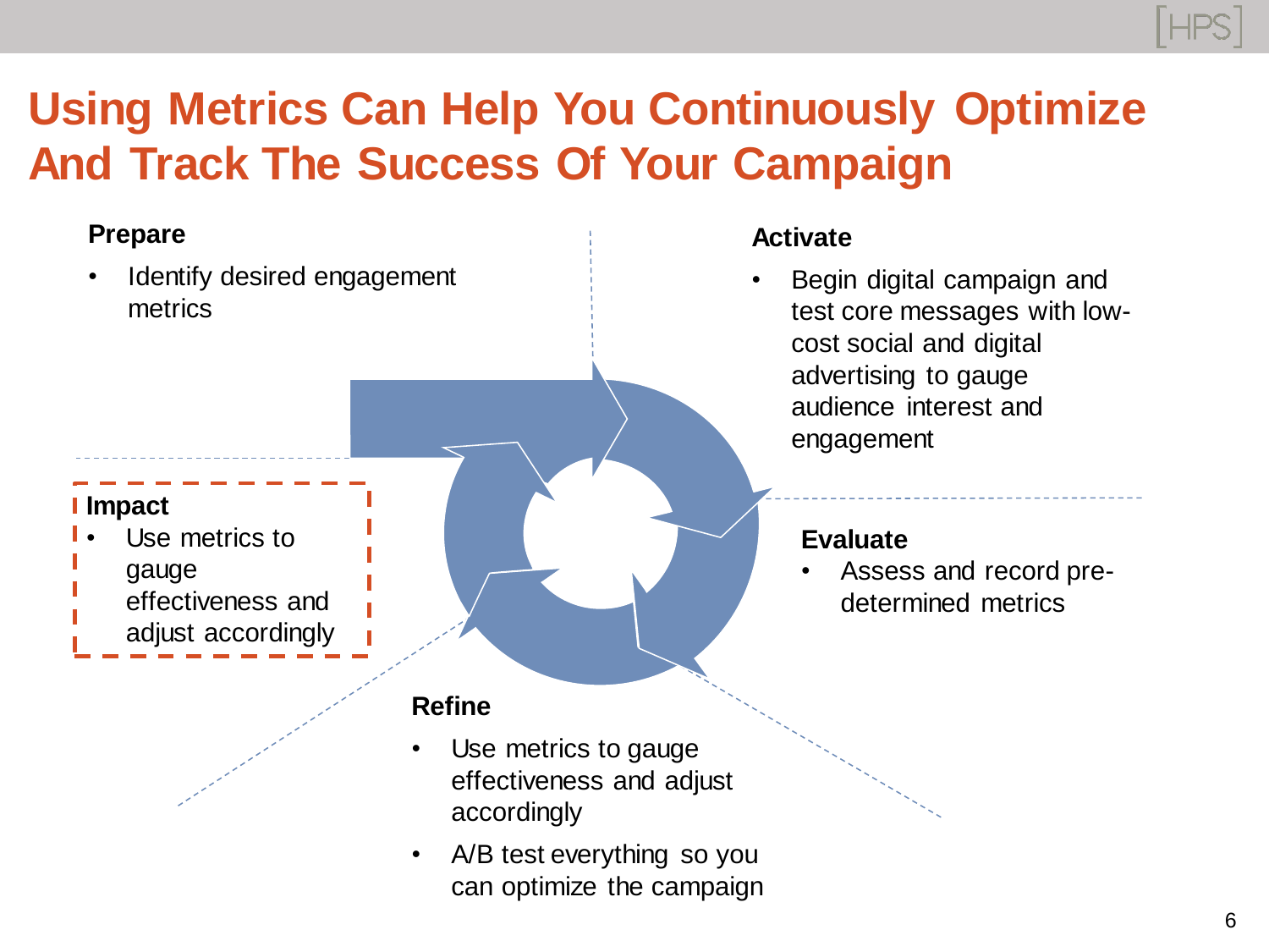# Using Metrics Can Help You Continuously Optimize And Track The Success Of Your Campaign

**Prepare**

- Identify desired engagement metrics

**Activate**

- Begin digital campaign and test core messages with low-cost social and digital advertising to gauge audience interest and engagement

**Evaluate**

- Assess and record pre-determined metrics

**Refine**

- Use metrics to gauge effectiveness and adjust accordingly
- A/B test everything so you can optimize the campaign

**Impact**

- Use metrics to gauge effectiveness and adjust accordingly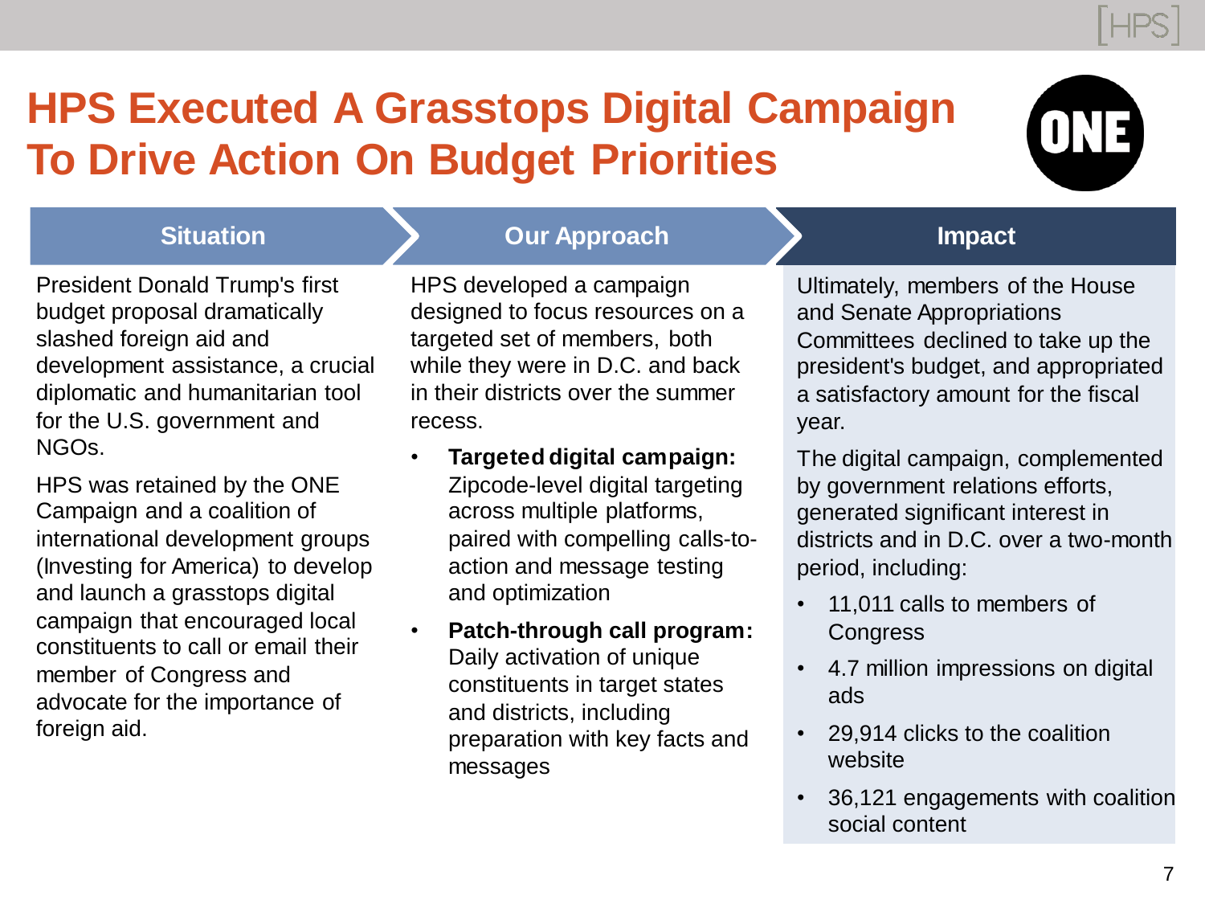# HPS Executed A Grasstops Digital Campaign To Drive Action On Budget Priorities

## Situation

President Donald Trump's first budget proposal dramatically slashed foreign aid and development assistance, a crucial diplomatic and humanitarian tool for the U.S. government and NGOs.

HPS was retained by the ONE Campaign and a coalition of international development groups (Investing for America) to develop and launch a grasstops digital campaign that encouraged local constituents to call or email their member of Congress and advocate for the importance of foreign aid.

## Our Approach

HPS developed a campaign designed to focus resources on a targeted set of members, both while they were in D.C. and back in their districts over the summer recess.

- **Targeted digital campaign:** Zipcode-level digital targeting across multiple platforms, paired with compelling calls-to-action and message testing and optimization
- **Patch-through call program:** Daily activation of unique constituents in target states and districts, including preparation with key facts and messages

## Impact

Ultimately, members of the House and Senate Appropriations Committees declined to take up the president's budget, and appropriated a satisfactory amount for the fiscal year.

The digital campaign, complemented by government relations efforts, generated significant interest in districts and in D.C. over a two-month period, including:

- 11,011 calls to members of Congress
- 4.7 million impressions on digital ads
- 29,914 clicks to the coalition website
- 36,121 engagements with coalition social content